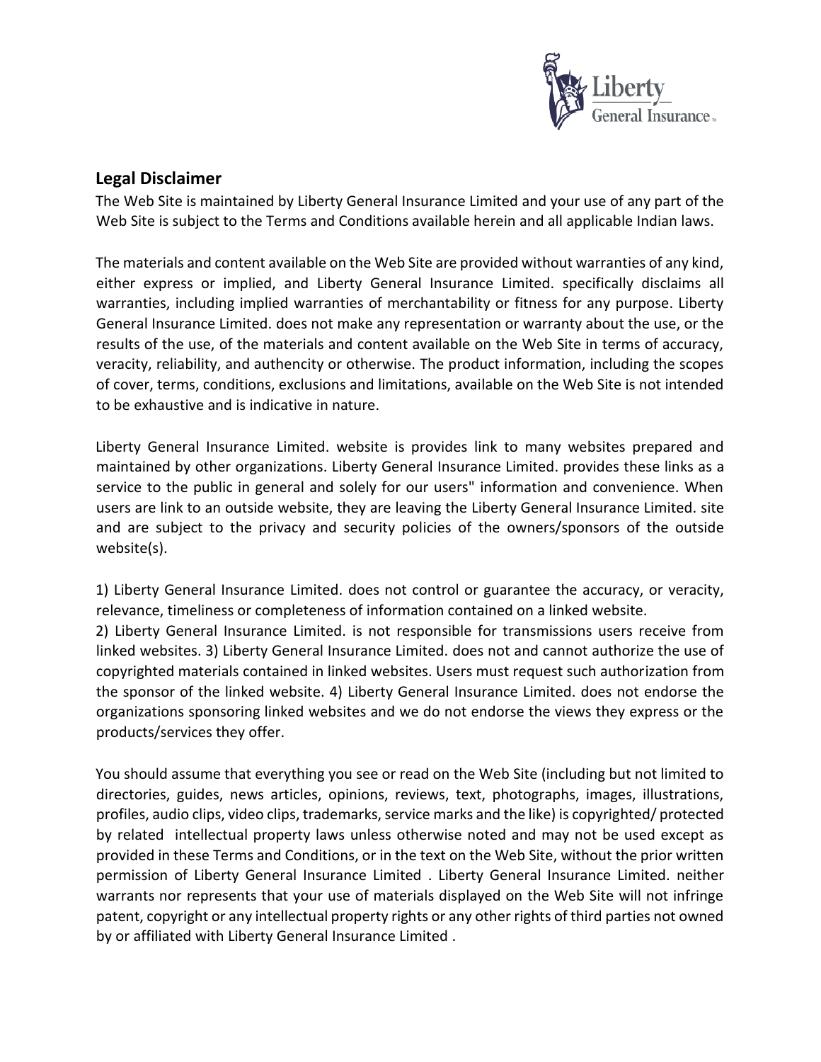## Legal Disclaimer

The Web Site is maintained by Liberty General Insurance Limited and your use of any part of the Web Site is subject to the Terms and Conditions available herein and all applicable Indian laws.

The materials and content available on the Web Site are provided without warranties of any kind, either express or implied, and Liberty General Insurance Limited. specifically disclaims all warranties, including implied warranties of merchantability or fitness for any purpose. Liberty General Insurance Limited. does not make any representation or warranty about the use, or the results of the use, of the materials and content available on the Web Site in terms of accuracy, veracity, reliability, and authencity or otherwise. The product information, including the scopes of cover, terms, conditions, exclusions and limitations, available on the Web Site is not intended to be exhaustive and is indicative in nature.

Liberty General Insurance Limited. website is provides link to many websites prepared and maintained by other organizations. Liberty General Insurance Limited. provides these links as a service to the public in general and solely for our users" information and convenience. When users are link to an outside website, they are leaving the Liberty General Insurance Limited. site and are subject to the privacy and security policies of the owners/sponsors of the outside website(s).

1) Liberty General Insurance Limited. does not control or guarantee the accuracy, or veracity, relevance, timeliness or completeness of information contained on a linked website.
2) Liberty General Insurance Limited. is not responsible for transmissions users receive from linked websites. 3) Liberty General Insurance Limited. does not and cannot authorize the use of copyrighted materials contained in linked websites. Users must request such authorization from the sponsor of the linked website. 4) Liberty General Insurance Limited. does not endorse the organizations sponsoring linked websites and we do not endorse the views they express or the products/services they offer.

You should assume that everything you see or read on the Web Site (including but not limited to directories, guides, news articles, opinions, reviews, text, photographs, images, illustrations, profiles, audio clips, video clips, trademarks, service marks and the like) is copyrighted/ protected by related intellectual property laws unless otherwise noted and may not be used except as provided in these Terms and Conditions, or in the text on the Web Site, without the prior written permission of Liberty General Insurance Limited . Liberty General Insurance Limited. neither warrants nor represents that your use of materials displayed on the Web Site will not infringe patent, copyright or any intellectual property rights or any other rights of third parties not owned by or affiliated with Liberty General Insurance Limited .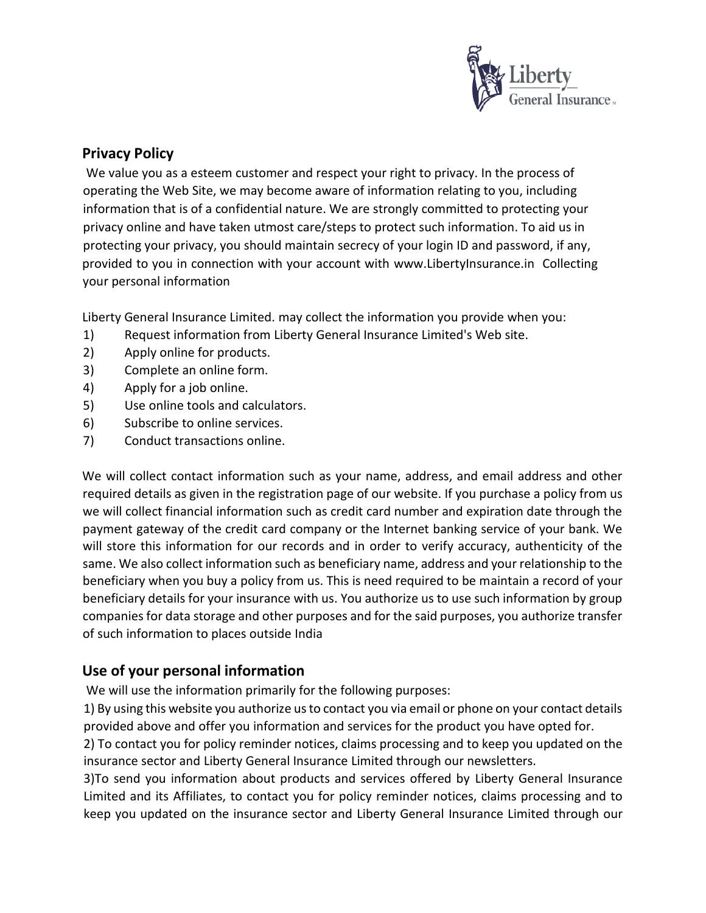## Privacy Policy

We value you as a esteem customer and respect your right to privacy. In the process of operating the Web Site, we may become aware of information relating to you, including information that is of a confidential nature. We are strongly committed to protecting your privacy online and have taken utmost care/steps to protect such information. To aid us in protecting your privacy, you should maintain secrecy of your login ID and password, if any, provided to you in connection with your account with www.LibertyInsurance.in Collecting your personal information

Liberty General Insurance Limited. may collect the information you provide when you:

1) Request information from Liberty General Insurance Limited's Web site.
2) Apply online for products.
3) Complete an online form.
4) Apply for a job online.
5) Use online tools and calculators.
6) Subscribe to online services.
7) Conduct transactions online.

We will collect contact information such as your name, address, and email address and other required details as given in the registration page of our website. If you purchase a policy from us we will collect financial information such as credit card number and expiration date through the payment gateway of the credit card company or the Internet banking service of your bank. We will store this information for our records and in order to verify accuracy, authenticity of the same. We also collect information such as beneficiary name, address and your relationship to the beneficiary when you buy a policy from us. This is need required to be maintain a record of your beneficiary details for your insurance with us. You authorize us to use such information by group companies for data storage and other purposes and for the said purposes, you authorize transfer of such information to places outside India

## Use of your personal information

We will use the information primarily for the following purposes:

1) By using this website you authorize us to contact you via email or phone on your contact details provided above and offer you information and services for the product you have opted for.

2) To contact you for policy reminder notices, claims processing and to keep you updated on the insurance sector and Liberty General Insurance Limited through our newsletters.

3)To send you information about products and services offered by Liberty General Insurance Limited and its Affiliates, to contact you for policy reminder notices, claims processing and to keep you updated on the insurance sector and Liberty General Insurance Limited through our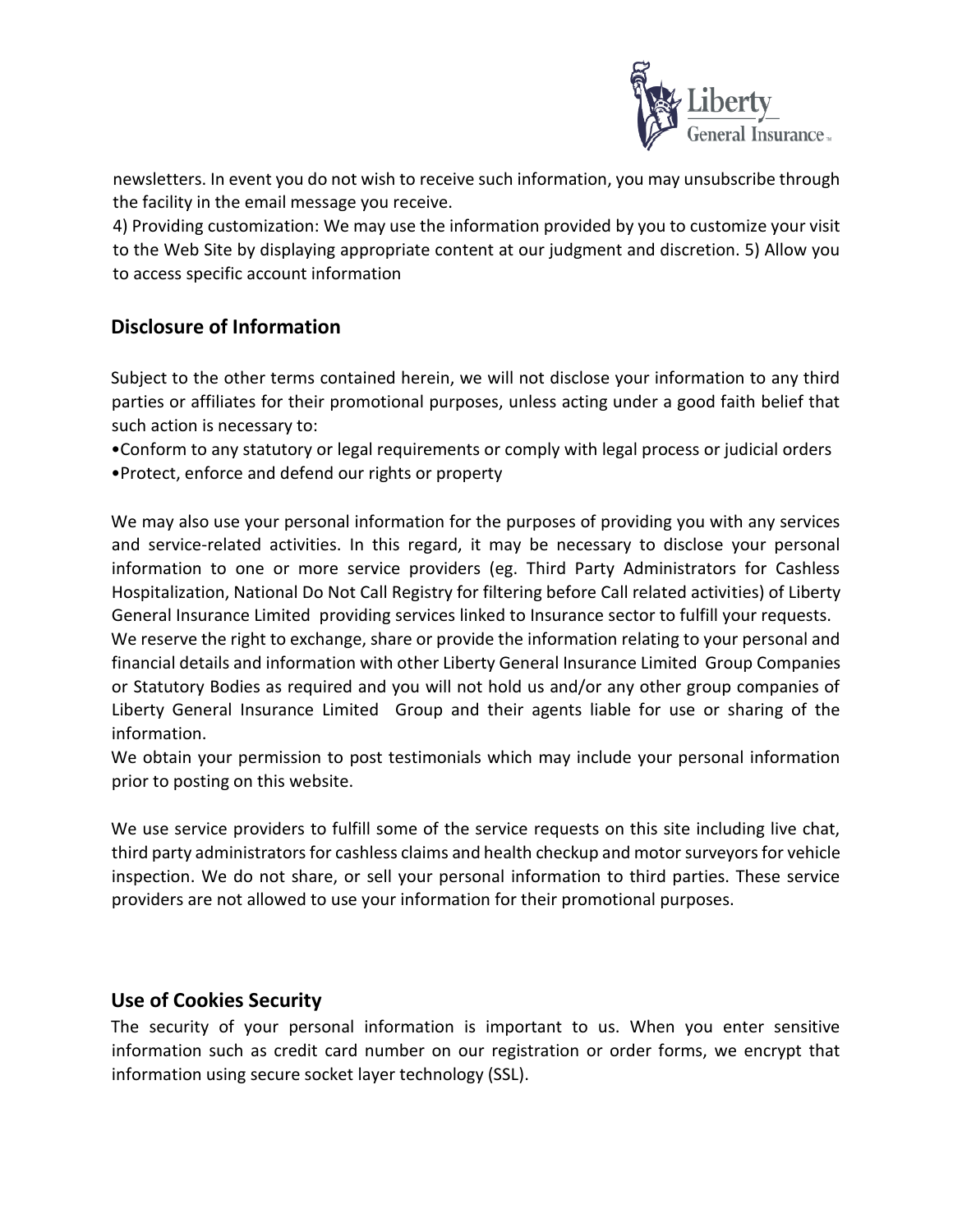newsletters. In event you do not wish to receive such information, you may unsubscribe through the facility in the email message you receive.

4) Providing customization: We may use the information provided by you to customize your visit to the Web Site by displaying appropriate content at our judgment and discretion. 5) Allow you to access specific account information

## Disclosure of Information

Subject to the other terms contained herein, we will not disclose your information to any third parties or affiliates for their promotional purposes, unless acting under a good faith belief that such action is necessary to:

•Conform to any statutory or legal requirements or comply with legal process or judicial orders
•Protect, enforce and defend our rights or property

We may also use your personal information for the purposes of providing you with any services and service-related activities. In this regard, it may be necessary to disclose your personal information to one or more service providers (eg. Third Party Administrators for Cashless Hospitalization, National Do Not Call Registry for filtering before Call related activities) of Liberty General Insurance Limited providing services linked to Insurance sector to fulfill your requests.
We reserve the right to exchange, share or provide the information relating to your personal and financial details and information with other Liberty General Insurance Limited Group Companies or Statutory Bodies as required and you will not hold us and/or any other group companies of Liberty General Insurance Limited Group and their agents liable for use or sharing of the information.
We obtain your permission to post testimonials which may include your personal information prior to posting on this website.

We use service providers to fulfill some of the service requests on this site including live chat, third party administrators for cashless claims and health checkup and motor surveyors for vehicle inspection. We do not share, or sell your personal information to third parties. These service providers are not allowed to use your information for their promotional purposes.

## Use of Cookies Security

The security of your personal information is important to us. When you enter sensitive information such as credit card number on our registration or order forms, we encrypt that information using secure socket layer technology (SSL).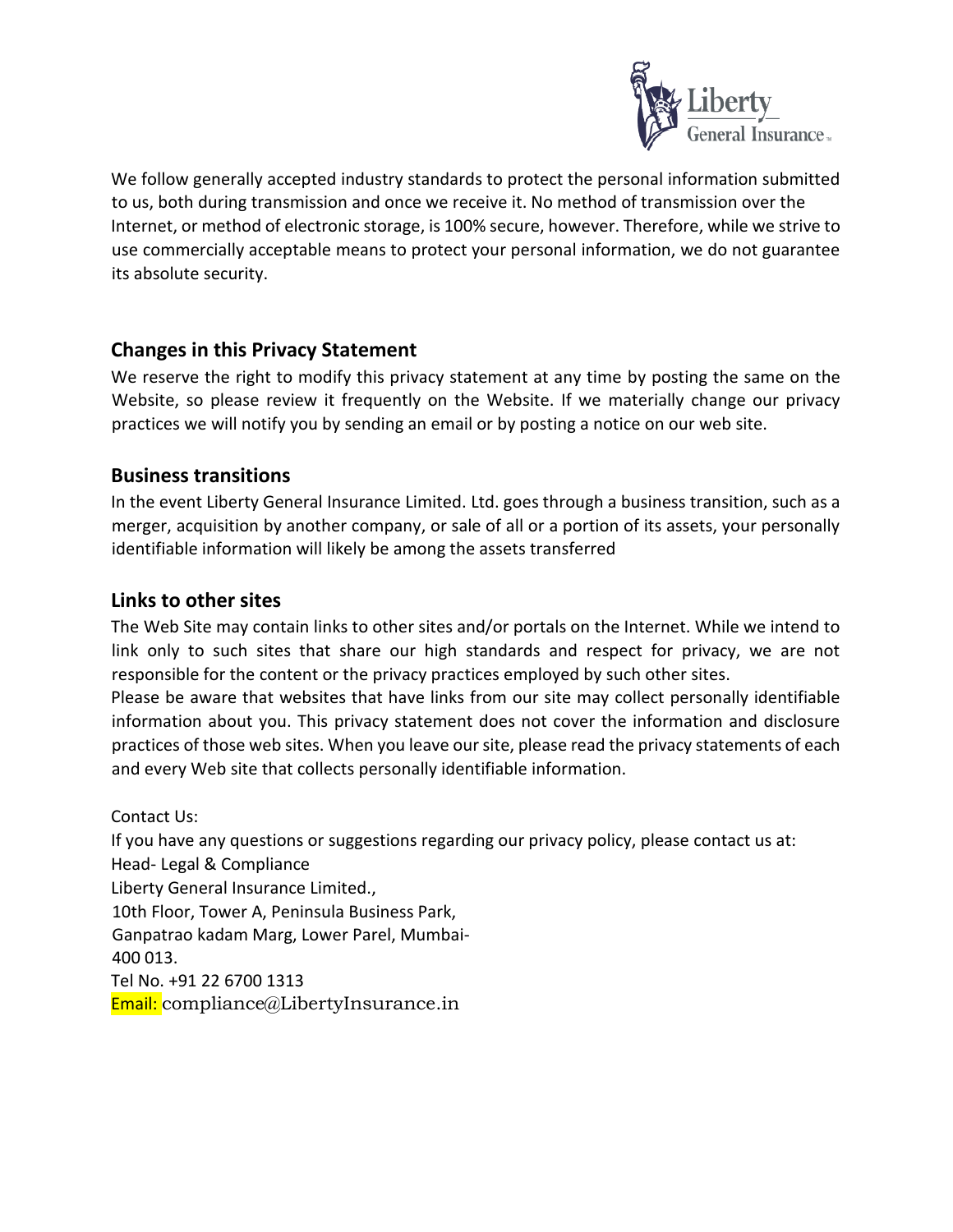We follow generally accepted industry standards to protect the personal information submitted to us, both during transmission and once we receive it. No method of transmission over the Internet, or method of electronic storage, is 100% secure, however. Therefore, while we strive to use commercially acceptable means to protect your personal information, we do not guarantee its absolute security.

## Changes in this Privacy Statement

We reserve the right to modify this privacy statement at any time by posting the same on the Website, so please review it frequently on the Website. If we materially change our privacy practices we will notify you by sending an email or by posting a notice on our web site.

## Business transitions

In the event Liberty General Insurance Limited. Ltd. goes through a business transition, such as a merger, acquisition by another company, or sale of all or a portion of its assets, your personally identifiable information will likely be among the assets transferred

## Links to other sites

The Web Site may contain links to other sites and/or portals on the Internet. While we intend to link only to such sites that share our high standards and respect for privacy, we are not responsible for the content or the privacy practices employed by such other sites.
Please be aware that websites that have links from our site may collect personally identifiable information about you. This privacy statement does not cover the information and disclosure practices of those web sites. When you leave our site, please read the privacy statements of each and every Web site that collects personally identifiable information.

Contact Us:
If you have any questions or suggestions regarding our privacy policy, please contact us at:
Head- Legal & Compliance
Liberty General Insurance Limited.,
10th Floor, Tower A, Peninsula Business Park,
Ganpatrao kadam Marg, Lower Parel, Mumbai-
400 013.
Tel No. +91 22 6700 1313
Email: compliance@LibertyInsurance.in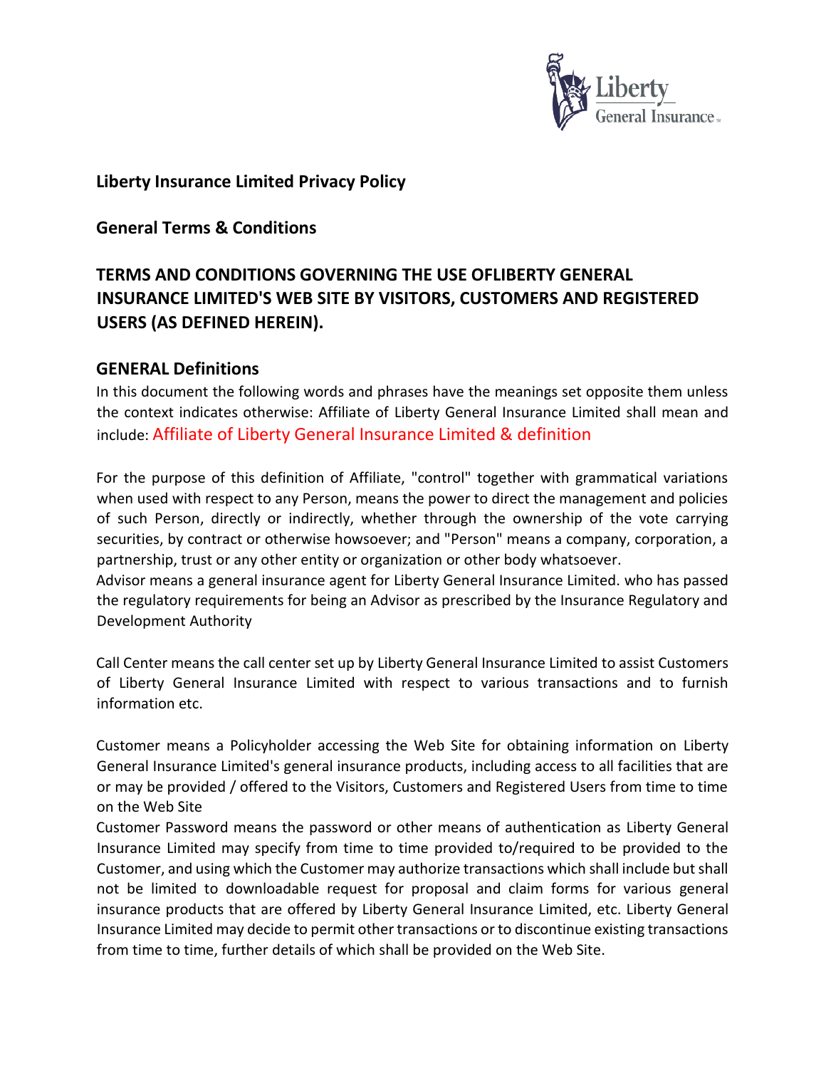**Liberty Insurance Limited Privacy Policy**

**General Terms & Conditions**

## TERMS AND CONDITIONS GOVERNING THE USE OFLIBERTY GENERAL INSURANCE LIMITED'S WEB SITE BY VISITORS, CUSTOMERS AND REGISTERED USERS (AS DEFINED HEREIN).

### GENERAL Definitions

In this document the following words and phrases have the meanings set opposite them unless the context indicates otherwise: Affiliate of Liberty General Insurance Limited shall mean and include: Affiliate of Liberty General Insurance Limited & definition

For the purpose of this definition of Affiliate, "control" together with grammatical variations when used with respect to any Person, means the power to direct the management and policies of such Person, directly or indirectly, whether through the ownership of the vote carrying securities, by contract or otherwise howsoever; and "Person" means a company, corporation, a partnership, trust or any other entity or organization or other body whatsoever.
Advisor means a general insurance agent for Liberty General Insurance Limited. who has passed the regulatory requirements for being an Advisor as prescribed by the Insurance Regulatory and Development Authority

Call Center means the call center set up by Liberty General Insurance Limited to assist Customers of Liberty General Insurance Limited with respect to various transactions and to furnish information etc.

Customer means a Policyholder accessing the Web Site for obtaining information on Liberty General Insurance Limited's general insurance products, including access to all facilities that are or may be provided / offered to the Visitors, Customers and Registered Users from time to time on the Web Site
Customer Password means the password or other means of authentication as Liberty General Insurance Limited may specify from time to time provided to/required to be provided to the Customer, and using which the Customer may authorize transactions which shall include but shall not be limited to downloadable request for proposal and claim forms for various general insurance products that are offered by Liberty General Insurance Limited, etc. Liberty General Insurance Limited may decide to permit other transactions or to discontinue existing transactions from time to time, further details of which shall be provided on the Web Site.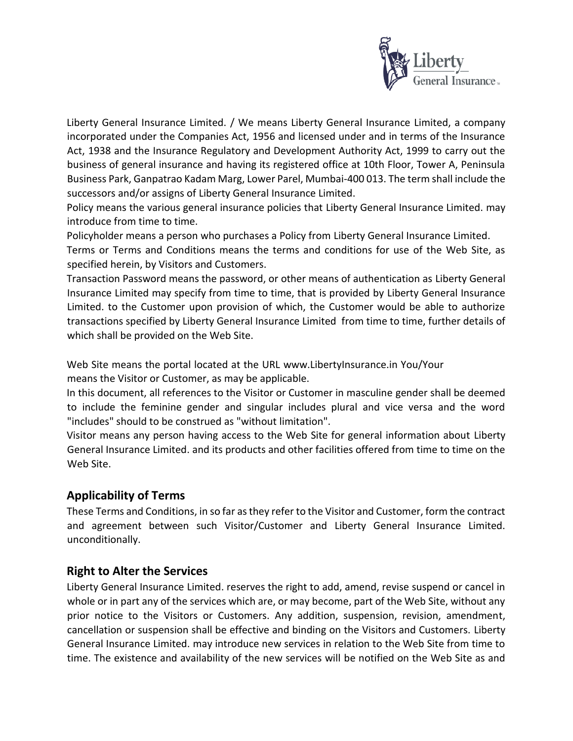Liberty General Insurance Limited. / We means Liberty General Insurance Limited, a company incorporated under the Companies Act, 1956 and licensed under and in terms of the Insurance Act, 1938 and the Insurance Regulatory and Development Authority Act, 1999 to carry out the business of general insurance and having its registered office at 10th Floor, Tower A, Peninsula Business Park, Ganpatrao Kadam Marg, Lower Parel, Mumbai-400 013. The term shall include the successors and/or assigns of Liberty General Insurance Limited.

Policy means the various general insurance policies that Liberty General Insurance Limited. may introduce from time to time.

Policyholder means a person who purchases a Policy from Liberty General Insurance Limited.

Terms or Terms and Conditions means the terms and conditions for use of the Web Site, as specified herein, by Visitors and Customers.

Transaction Password means the password, or other means of authentication as Liberty General Insurance Limited may specify from time to time, that is provided by Liberty General Insurance Limited. to the Customer upon provision of which, the Customer would be able to authorize transactions specified by Liberty General Insurance Limited from time to time, further details of which shall be provided on the Web Site.

Web Site means the portal located at the URL www.LibertyInsurance.in You/Your means the Visitor or Customer, as may be applicable.

In this document, all references to the Visitor or Customer in masculine gender shall be deemed to include the feminine gender and singular includes plural and vice versa and the word "includes" should to be construed as "without limitation".

Visitor means any person having access to the Web Site for general information about Liberty General Insurance Limited. and its products and other facilities offered from time to time on the Web Site.

## Applicability of Terms

These Terms and Conditions, in so far as they refer to the Visitor and Customer, form the contract and agreement between such Visitor/Customer and Liberty General Insurance Limited. unconditionally.

## Right to Alter the Services

Liberty General Insurance Limited. reserves the right to add, amend, revise suspend or cancel in whole or in part any of the services which are, or may become, part of the Web Site, without any prior notice to the Visitors or Customers. Any addition, suspension, revision, amendment, cancellation or suspension shall be effective and binding on the Visitors and Customers. Liberty General Insurance Limited. may introduce new services in relation to the Web Site from time to time. The existence and availability of the new services will be notified on the Web Site as and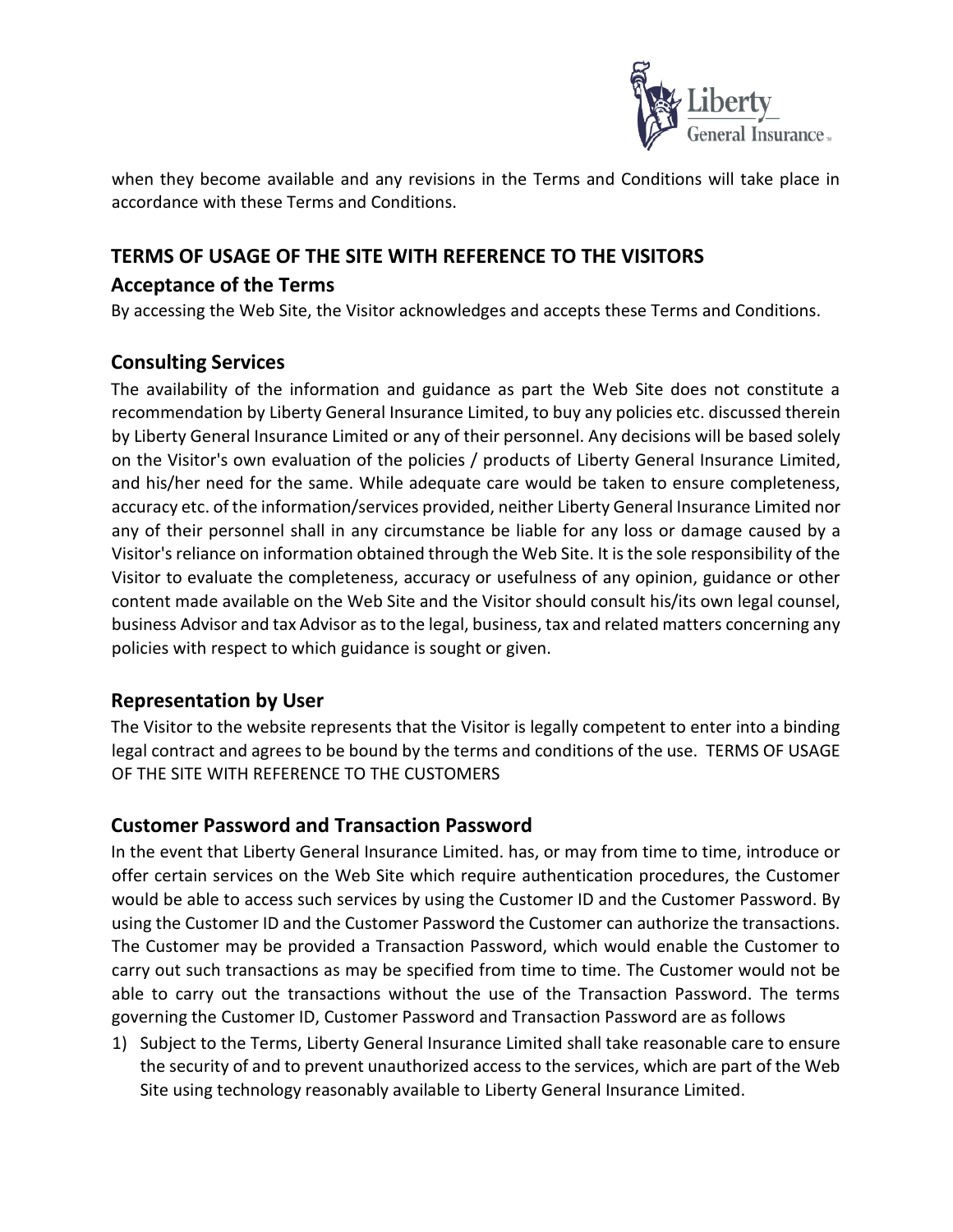when they become available and any revisions in the Terms and Conditions will take place in accordance with these Terms and Conditions.

## TERMS OF USAGE OF THE SITE WITH REFERENCE TO THE VISITORS

### Acceptance of the Terms

By accessing the Web Site, the Visitor acknowledges and accepts these Terms and Conditions.

### Consulting Services

The availability of the information and guidance as part the Web Site does not constitute a recommendation by Liberty General Insurance Limited, to buy any policies etc. discussed therein by Liberty General Insurance Limited or any of their personnel. Any decisions will be based solely on the Visitor's own evaluation of the policies / products of Liberty General Insurance Limited, and his/her need for the same. While adequate care would be taken to ensure completeness, accuracy etc. of the information/services provided, neither Liberty General Insurance Limited nor any of their personnel shall in any circumstance be liable for any loss or damage caused by a Visitor's reliance on information obtained through the Web Site. It is the sole responsibility of the Visitor to evaluate the completeness, accuracy or usefulness of any opinion, guidance or other content made available on the Web Site and the Visitor should consult his/its own legal counsel, business Advisor and tax Advisor as to the legal, business, tax and related matters concerning any policies with respect to which guidance is sought or given.

### Representation by User

The Visitor to the website represents that the Visitor is legally competent to enter into a binding legal contract and agrees to be bound by the terms and conditions of the use. TERMS OF USAGE OF THE SITE WITH REFERENCE TO THE CUSTOMERS

### Customer Password and Transaction Password

In the event that Liberty General Insurance Limited. has, or may from time to time, introduce or offer certain services on the Web Site which require authentication procedures, the Customer would be able to access such services by using the Customer ID and the Customer Password. By using the Customer ID and the Customer Password the Customer can authorize the transactions. The Customer may be provided a Transaction Password, which would enable the Customer to carry out such transactions as may be specified from time to time. The Customer would not be able to carry out the transactions without the use of the Transaction Password. The terms governing the Customer ID, Customer Password and Transaction Password are as follows

1) Subject to the Terms, Liberty General Insurance Limited shall take reasonable care to ensure the security of and to prevent unauthorized access to the services, which are part of the Web Site using technology reasonably available to Liberty General Insurance Limited.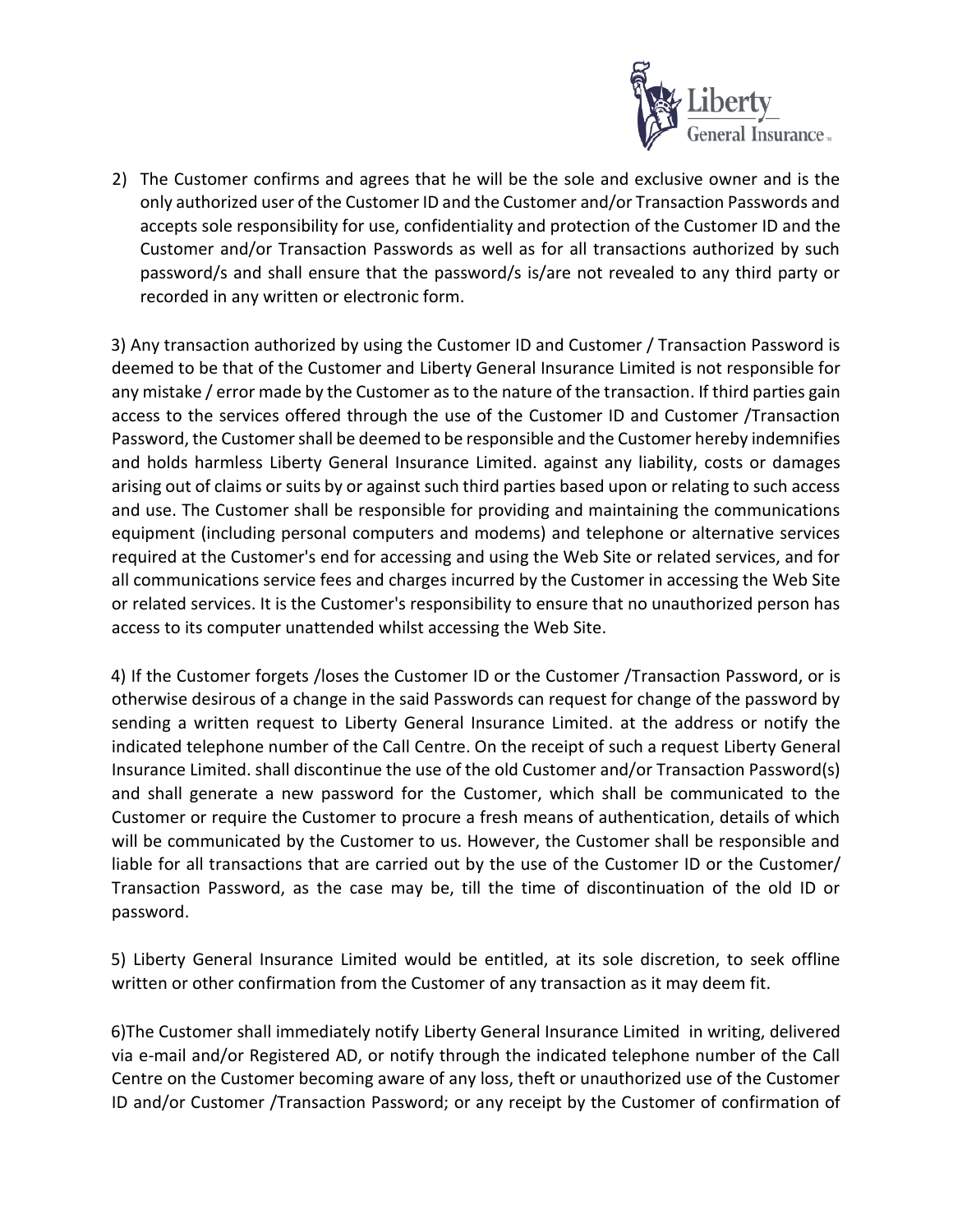2) The Customer confirms and agrees that he will be the sole and exclusive owner and is the only authorized user of the Customer ID and the Customer and/or Transaction Passwords and accepts sole responsibility for use, confidentiality and protection of the Customer ID and the Customer and/or Transaction Passwords as well as for all transactions authorized by such password/s and shall ensure that the password/s is/are not revealed to any third party or recorded in any written or electronic form.

3) Any transaction authorized by using the Customer ID and Customer / Transaction Password is deemed to be that of the Customer and Liberty General Insurance Limited is not responsible for any mistake / error made by the Customer as to the nature of the transaction. If third parties gain access to the services offered through the use of the Customer ID and Customer /Transaction Password, the Customer shall be deemed to be responsible and the Customer hereby indemnifies and holds harmless Liberty General Insurance Limited. against any liability, costs or damages arising out of claims or suits by or against such third parties based upon or relating to such access and use. The Customer shall be responsible for providing and maintaining the communications equipment (including personal computers and modems) and telephone or alternative services required at the Customer's end for accessing and using the Web Site or related services, and for all communications service fees and charges incurred by the Customer in accessing the Web Site or related services. It is the Customer's responsibility to ensure that no unauthorized person has access to its computer unattended whilst accessing the Web Site.

4) If the Customer forgets /loses the Customer ID or the Customer /Transaction Password, or is otherwise desirous of a change in the said Passwords can request for change of the password by sending a written request to Liberty General Insurance Limited. at the address or notify the indicated telephone number of the Call Centre. On the receipt of such a request Liberty General Insurance Limited. shall discontinue the use of the old Customer and/or Transaction Password(s) and shall generate a new password for the Customer, which shall be communicated to the Customer or require the Customer to procure a fresh means of authentication, details of which will be communicated by the Customer to us. However, the Customer shall be responsible and liable for all transactions that are carried out by the use of the Customer ID or the Customer/ Transaction Password, as the case may be, till the time of discontinuation of the old ID or password.

5) Liberty General Insurance Limited would be entitled, at its sole discretion, to seek offline written or other confirmation from the Customer of any transaction as it may deem fit.

6)The Customer shall immediately notify Liberty General Insurance Limited in writing, delivered via e-mail and/or Registered AD, or notify through the indicated telephone number of the Call Centre on the Customer becoming aware of any loss, theft or unauthorized use of the Customer ID and/or Customer /Transaction Password; or any receipt by the Customer of confirmation of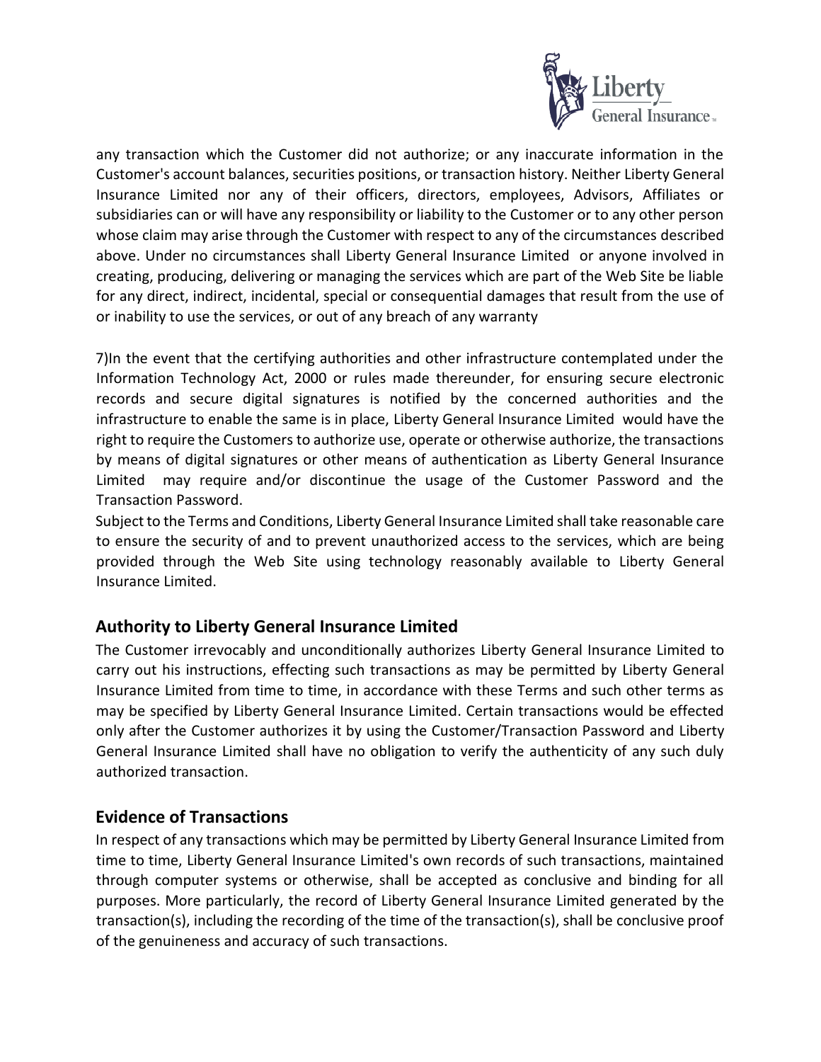any transaction which the Customer did not authorize; or any inaccurate information in the Customer's account balances, securities positions, or transaction history. Neither Liberty General Insurance Limited nor any of their officers, directors, employees, Advisors, Affiliates or subsidiaries can or will have any responsibility or liability to the Customer or to any other person whose claim may arise through the Customer with respect to any of the circumstances described above. Under no circumstances shall Liberty General Insurance Limited or anyone involved in creating, producing, delivering or managing the services which are part of the Web Site be liable for any direct, indirect, incidental, special or consequential damages that result from the use of or inability to use the services, or out of any breach of any warranty

7)In the event that the certifying authorities and other infrastructure contemplated under the Information Technology Act, 2000 or rules made thereunder, for ensuring secure electronic records and secure digital signatures is notified by the concerned authorities and the infrastructure to enable the same is in place, Liberty General Insurance Limited would have the right to require the Customers to authorize use, operate or otherwise authorize, the transactions by means of digital signatures or other means of authentication as Liberty General Insurance Limited may require and/or discontinue the usage of the Customer Password and the Transaction Password.

Subject to the Terms and Conditions, Liberty General Insurance Limited shall take reasonable care to ensure the security of and to prevent unauthorized access to the services, which are being provided through the Web Site using technology reasonably available to Liberty General Insurance Limited.

## Authority to Liberty General Insurance Limited

The Customer irrevocably and unconditionally authorizes Liberty General Insurance Limited to carry out his instructions, effecting such transactions as may be permitted by Liberty General Insurance Limited from time to time, in accordance with these Terms and such other terms as may be specified by Liberty General Insurance Limited. Certain transactions would be effected only after the Customer authorizes it by using the Customer/Transaction Password and Liberty General Insurance Limited shall have no obligation to verify the authenticity of any such duly authorized transaction.

## Evidence of Transactions

In respect of any transactions which may be permitted by Liberty General Insurance Limited from time to time, Liberty General Insurance Limited's own records of such transactions, maintained through computer systems or otherwise, shall be accepted as conclusive and binding for all purposes. More particularly, the record of Liberty General Insurance Limited generated by the transaction(s), including the recording of the time of the transaction(s), shall be conclusive proof of the genuineness and accuracy of such transactions.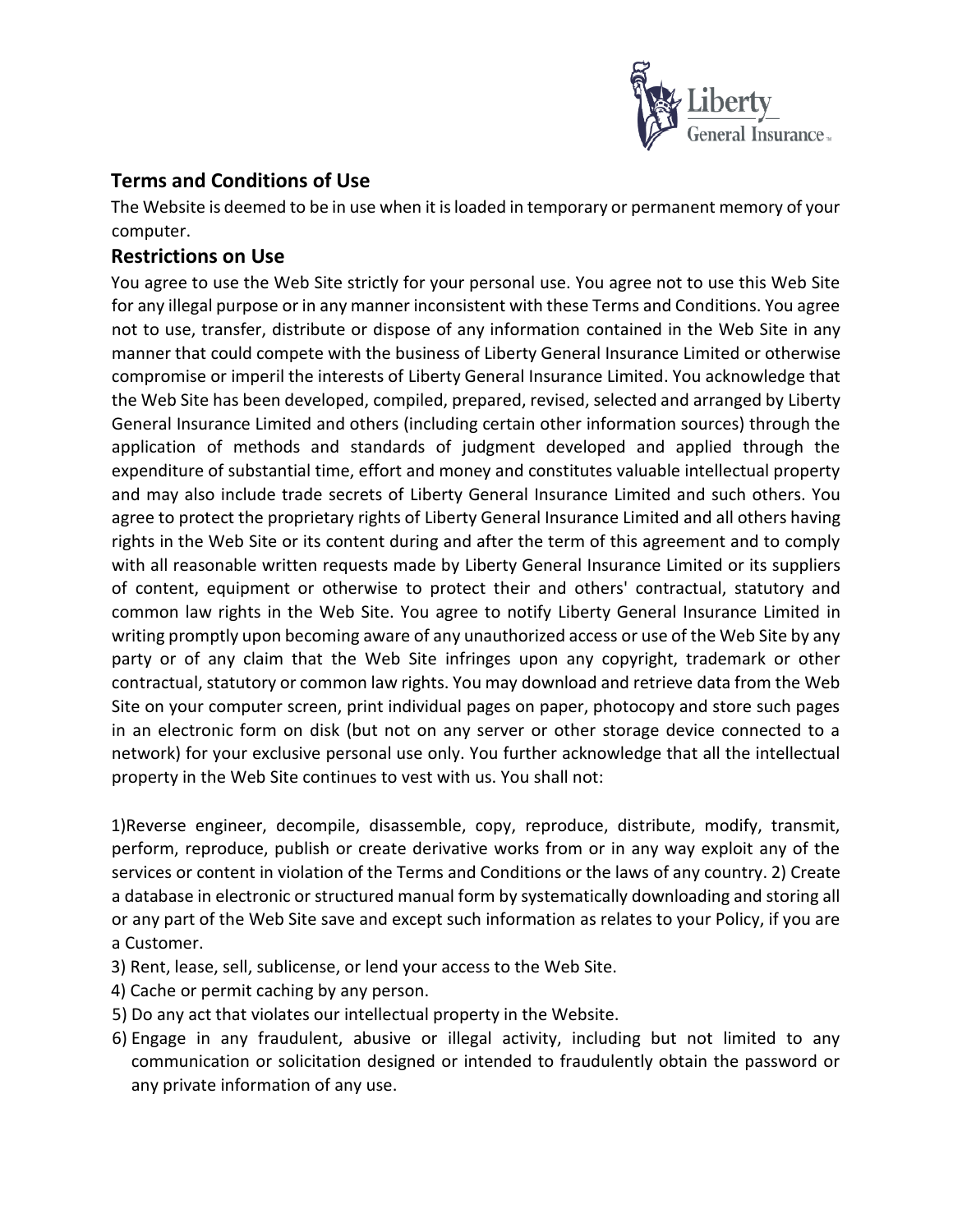## Terms and Conditions of Use

The Website is deemed to be in use when it is loaded in temporary or permanent memory of your computer.

## Restrictions on Use

You agree to use the Web Site strictly for your personal use. You agree not to use this Web Site for any illegal purpose or in any manner inconsistent with these Terms and Conditions. You agree not to use, transfer, distribute or dispose of any information contained in the Web Site in any manner that could compete with the business of Liberty General Insurance Limited or otherwise compromise or imperil the interests of Liberty General Insurance Limited. You acknowledge that the Web Site has been developed, compiled, prepared, revised, selected and arranged by Liberty General Insurance Limited and others (including certain other information sources) through the application of methods and standards of judgment developed and applied through the expenditure of substantial time, effort and money and constitutes valuable intellectual property and may also include trade secrets of Liberty General Insurance Limited and such others. You agree to protect the proprietary rights of Liberty General Insurance Limited and all others having rights in the Web Site or its content during and after the term of this agreement and to comply with all reasonable written requests made by Liberty General Insurance Limited or its suppliers of content, equipment or otherwise to protect their and others' contractual, statutory and common law rights in the Web Site. You agree to notify Liberty General Insurance Limited in writing promptly upon becoming aware of any unauthorized access or use of the Web Site by any party or of any claim that the Web Site infringes upon any copyright, trademark or other contractual, statutory or common law rights. You may download and retrieve data from the Web Site on your computer screen, print individual pages on paper, photocopy and store such pages in an electronic form on disk (but not on any server or other storage device connected to a network) for your exclusive personal use only. You further acknowledge that all the intellectual property in the Web Site continues to vest with us. You shall not:

1)Reverse engineer, decompile, disassemble, copy, reproduce, distribute, modify, transmit, perform, reproduce, publish or create derivative works from or in any way exploit any of the services or content in violation of the Terms and Conditions or the laws of any country. 2) Create a database in electronic or structured manual form by systematically downloading and storing all or any part of the Web Site save and except such information as relates to your Policy, if you are a Customer.

3) Rent, lease, sell, sublicense, or lend your access to the Web Site.

4) Cache or permit caching by any person.

5) Do any act that violates our intellectual property in the Website.

6) Engage in any fraudulent, abusive or illegal activity, including but not limited to any communication or solicitation designed or intended to fraudulently obtain the password or any private information of any use.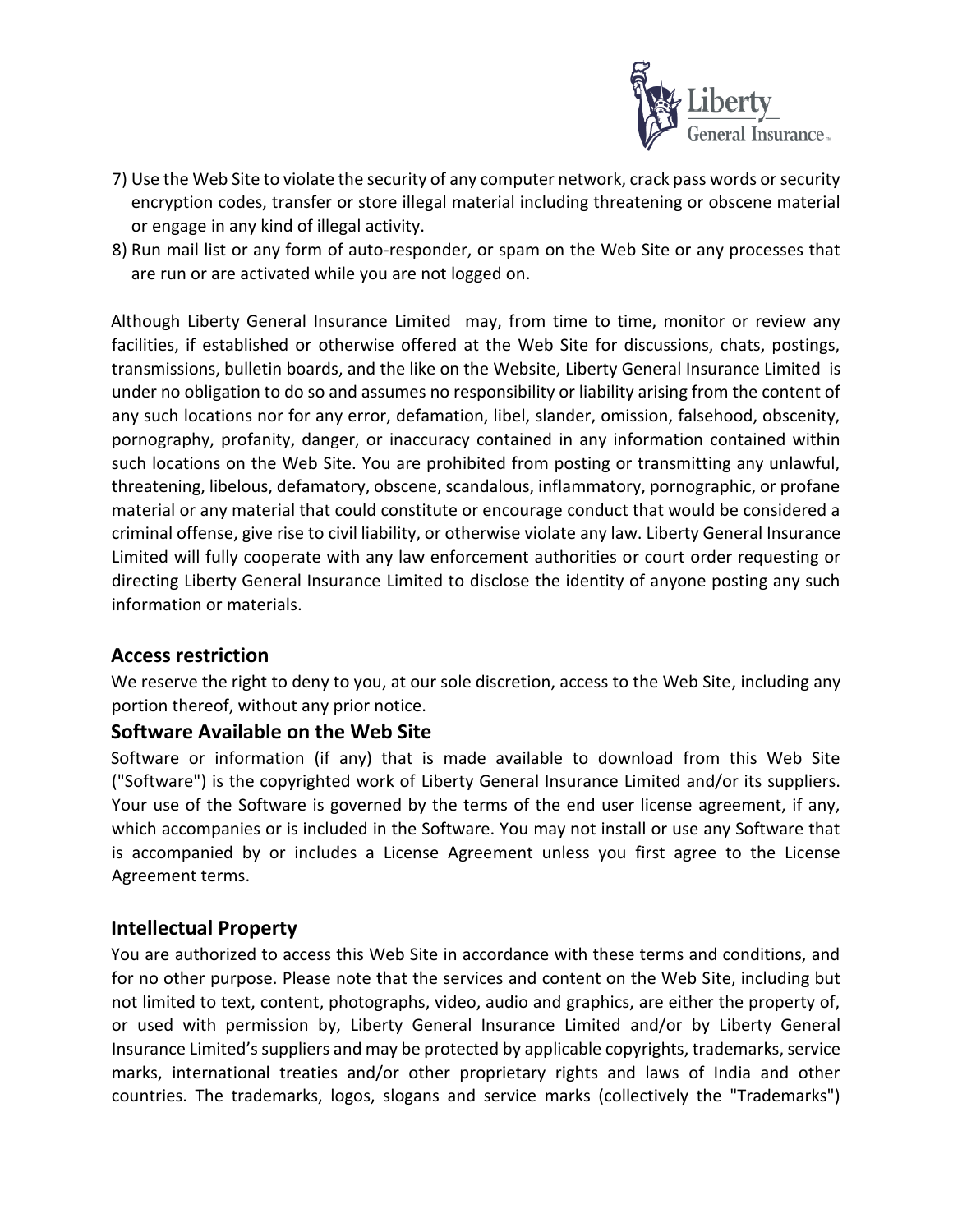7) Use the Web Site to violate the security of any computer network, crack pass words or security encryption codes, transfer or store illegal material including threatening or obscene material or engage in any kind of illegal activity.
8) Run mail list or any form of auto-responder, or spam on the Web Site or any processes that are run or are activated while you are not logged on.

Although Liberty General Insurance Limited may, from time to time, monitor or review any facilities, if established or otherwise offered at the Web Site for discussions, chats, postings, transmissions, bulletin boards, and the like on the Website, Liberty General Insurance Limited is under no obligation to do so and assumes no responsibility or liability arising from the content of any such locations nor for any error, defamation, libel, slander, omission, falsehood, obscenity, pornography, profanity, danger, or inaccuracy contained in any information contained within such locations on the Web Site. You are prohibited from posting or transmitting any unlawful, threatening, libelous, defamatory, obscene, scandalous, inflammatory, pornographic, or profane material or any material that could constitute or encourage conduct that would be considered a criminal offense, give rise to civil liability, or otherwise violate any law. Liberty General Insurance Limited will fully cooperate with any law enforcement authorities or court order requesting or directing Liberty General Insurance Limited to disclose the identity of anyone posting any such information or materials.

## Access restriction

We reserve the right to deny to you, at our sole discretion, access to the Web Site, including any portion thereof, without any prior notice.

## Software Available on the Web Site

Software or information (if any) that is made available to download from this Web Site ("Software") is the copyrighted work of Liberty General Insurance Limited and/or its suppliers. Your use of the Software is governed by the terms of the end user license agreement, if any, which accompanies or is included in the Software. You may not install or use any Software that is accompanied by or includes a License Agreement unless you first agree to the License Agreement terms.

## Intellectual Property

You are authorized to access this Web Site in accordance with these terms and conditions, and for no other purpose. Please note that the services and content on the Web Site, including but not limited to text, content, photographs, video, audio and graphics, are either the property of, or used with permission by, Liberty General Insurance Limited and/or by Liberty General Insurance Limited's suppliers and may be protected by applicable copyrights, trademarks, service marks, international treaties and/or other proprietary rights and laws of India and other countries. The trademarks, logos, slogans and service marks (collectively the "Trademarks")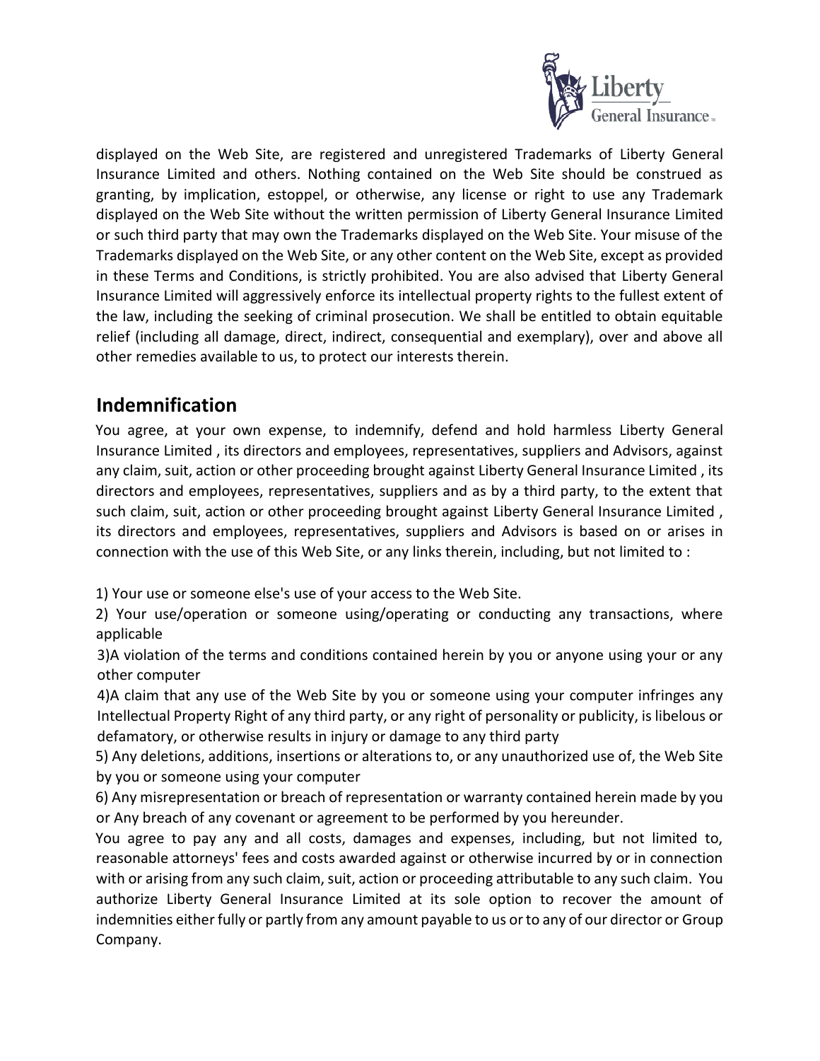displayed on the Web Site, are registered and unregistered Trademarks of Liberty General Insurance Limited and others. Nothing contained on the Web Site should be construed as granting, by implication, estoppel, or otherwise, any license or right to use any Trademark displayed on the Web Site without the written permission of Liberty General Insurance Limited or such third party that may own the Trademarks displayed on the Web Site. Your misuse of the Trademarks displayed on the Web Site, or any other content on the Web Site, except as provided in these Terms and Conditions, is strictly prohibited. You are also advised that Liberty General Insurance Limited will aggressively enforce its intellectual property rights to the fullest extent of the law, including the seeking of criminal prosecution. We shall be entitled to obtain equitable relief (including all damage, direct, indirect, consequential and exemplary), over and above all other remedies available to us, to protect our interests therein.

## Indemnification

You agree, at your own expense, to indemnify, defend and hold harmless Liberty General Insurance Limited , its directors and employees, representatives, suppliers and Advisors, against any claim, suit, action or other proceeding brought against Liberty General Insurance Limited , its directors and employees, representatives, suppliers and as by a third party, to the extent that such claim, suit, action or other proceeding brought against Liberty General Insurance Limited , its directors and employees, representatives, suppliers and Advisors is based on or arises in connection with the use of this Web Site, or any links therein, including, but not limited to :

1) Your use or someone else's use of your access to the Web Site.

2) Your use/operation or someone using/operating or conducting any transactions, where applicable

3)A violation of the terms and conditions contained herein by you or anyone using your or any other computer

4)A claim that any use of the Web Site by you or someone using your computer infringes any Intellectual Property Right of any third party, or any right of personality or publicity, is libelous or defamatory, or otherwise results in injury or damage to any third party

5) Any deletions, additions, insertions or alterations to, or any unauthorized use of, the Web Site by you or someone using your computer

6) Any misrepresentation or breach of representation or warranty contained herein made by you or Any breach of any covenant or agreement to be performed by you hereunder.

You agree to pay any and all costs, damages and expenses, including, but not limited to, reasonable attorneys' fees and costs awarded against or otherwise incurred by or in connection with or arising from any such claim, suit, action or proceeding attributable to any such claim. You authorize Liberty General Insurance Limited at its sole option to recover the amount of indemnities either fully or partly from any amount payable to us or to any of our director or Group Company.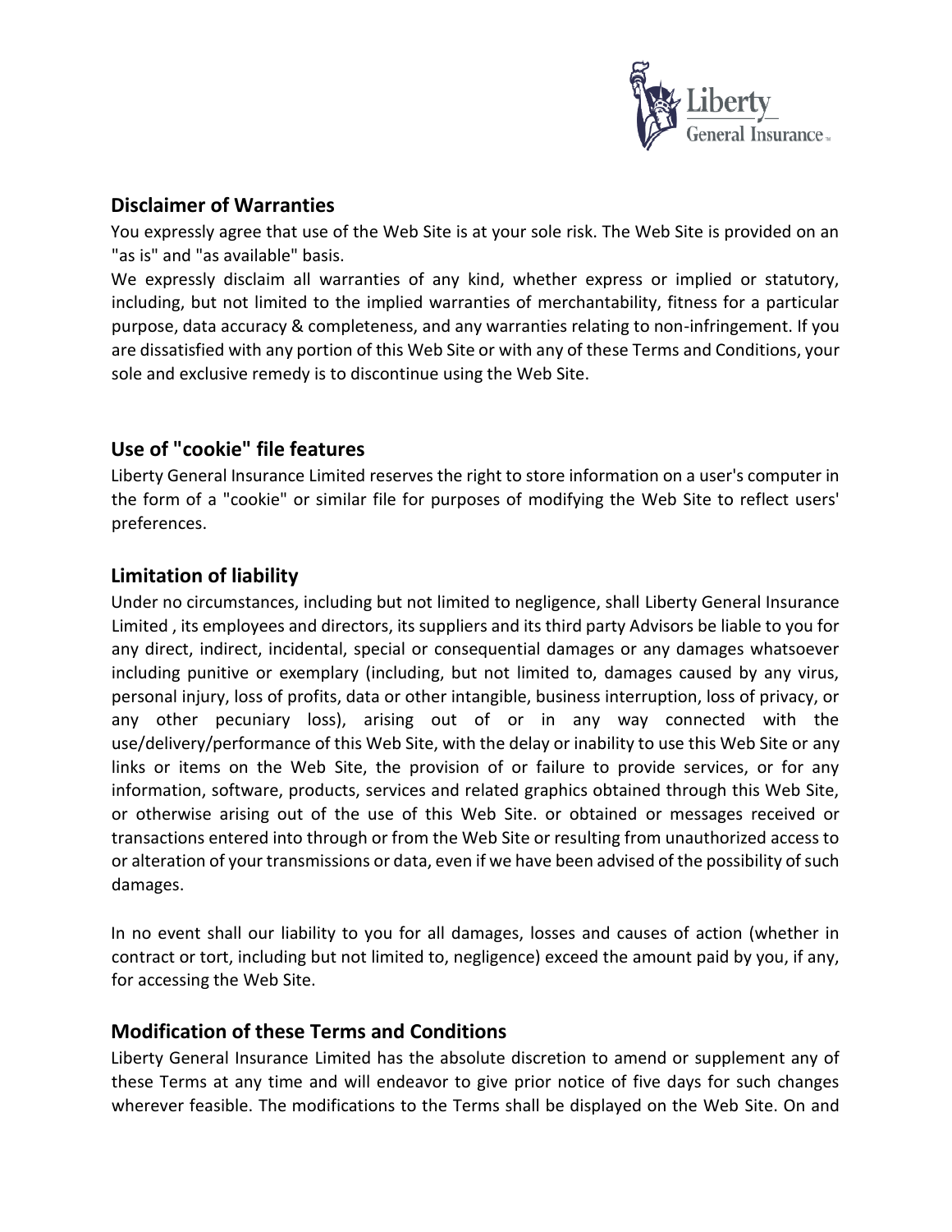## Disclaimer of Warranties

You expressly agree that use of the Web Site is at your sole risk. The Web Site is provided on an "as is" and "as available" basis.

We expressly disclaim all warranties of any kind, whether express or implied or statutory, including, but not limited to the implied warranties of merchantability, fitness for a particular purpose, data accuracy & completeness, and any warranties relating to non-infringement. If you are dissatisfied with any portion of this Web Site or with any of these Terms and Conditions, your sole and exclusive remedy is to discontinue using the Web Site.

## Use of "cookie" file features

Liberty General Insurance Limited reserves the right to store information on a user's computer in the form of a "cookie" or similar file for purposes of modifying the Web Site to reflect users' preferences.

## Limitation of liability

Under no circumstances, including but not limited to negligence, shall Liberty General Insurance Limited , its employees and directors, its suppliers and its third party Advisors be liable to you for any direct, indirect, incidental, special or consequential damages or any damages whatsoever including punitive or exemplary (including, but not limited to, damages caused by any virus, personal injury, loss of profits, data or other intangible, business interruption, loss of privacy, or any other pecuniary loss), arising out of or in any way connected with the use/delivery/performance of this Web Site, with the delay or inability to use this Web Site or any links or items on the Web Site, the provision of or failure to provide services, or for any information, software, products, services and related graphics obtained through this Web Site, or otherwise arising out of the use of this Web Site. or obtained or messages received or transactions entered into through or from the Web Site or resulting from unauthorized access to or alteration of your transmissions or data, even if we have been advised of the possibility of such damages.

In no event shall our liability to you for all damages, losses and causes of action (whether in contract or tort, including but not limited to, negligence) exceed the amount paid by you, if any, for accessing the Web Site.

## Modification of these Terms and Conditions

Liberty General Insurance Limited has the absolute discretion to amend or supplement any of these Terms at any time and will endeavor to give prior notice of five days for such changes wherever feasible. The modifications to the Terms shall be displayed on the Web Site. On and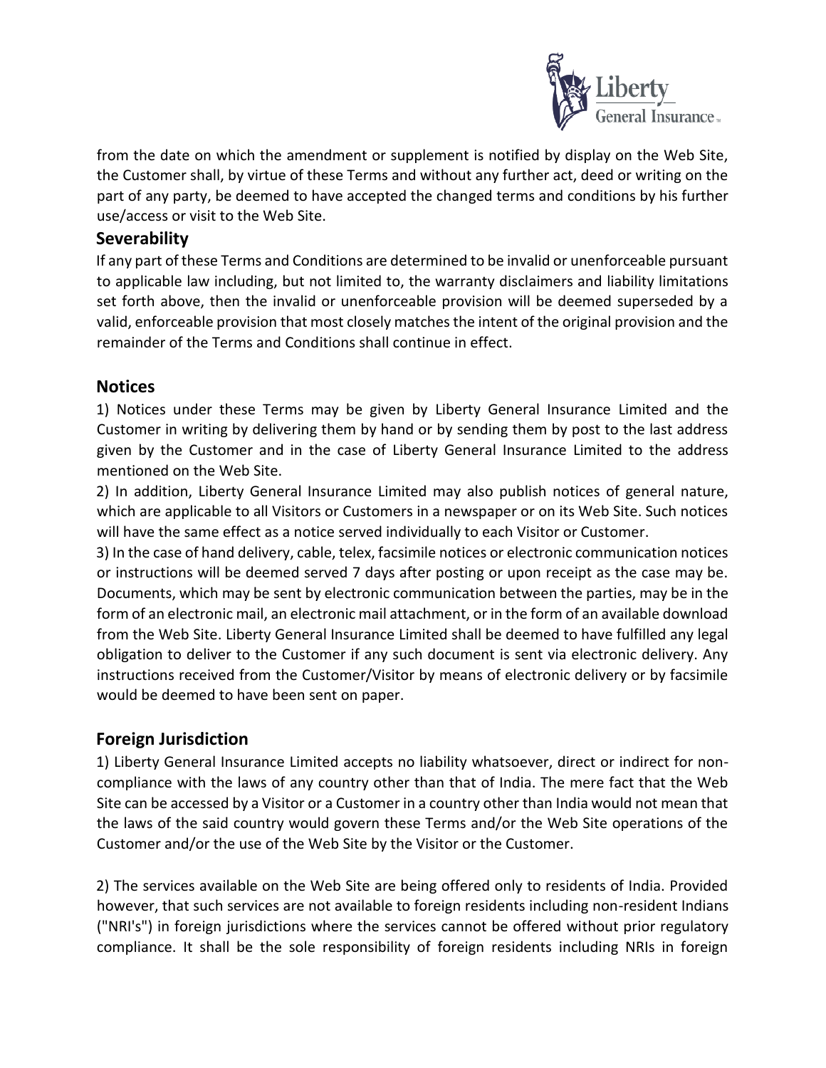from the date on which the amendment or supplement is notified by display on the Web Site, the Customer shall, by virtue of these Terms and without any further act, deed or writing on the part of any party, be deemed to have accepted the changed terms and conditions by his further use/access or visit to the Web Site.

## Severability

If any part of these Terms and Conditions are determined to be invalid or unenforceable pursuant to applicable law including, but not limited to, the warranty disclaimers and liability limitations set forth above, then the invalid or unenforceable provision will be deemed superseded by a valid, enforceable provision that most closely matches the intent of the original provision and the remainder of the Terms and Conditions shall continue in effect.

## Notices

1) Notices under these Terms may be given by Liberty General Insurance Limited and the Customer in writing by delivering them by hand or by sending them by post to the last address given by the Customer and in the case of Liberty General Insurance Limited to the address mentioned on the Web Site.

2) In addition, Liberty General Insurance Limited may also publish notices of general nature, which are applicable to all Visitors or Customers in a newspaper or on its Web Site. Such notices will have the same effect as a notice served individually to each Visitor or Customer.

3) In the case of hand delivery, cable, telex, facsimile notices or electronic communication notices or instructions will be deemed served 7 days after posting or upon receipt as the case may be. Documents, which may be sent by electronic communication between the parties, may be in the form of an electronic mail, an electronic mail attachment, or in the form of an available download from the Web Site. Liberty General Insurance Limited shall be deemed to have fulfilled any legal obligation to deliver to the Customer if any such document is sent via electronic delivery. Any instructions received from the Customer/Visitor by means of electronic delivery or by facsimile would be deemed to have been sent on paper.

## Foreign Jurisdiction

1) Liberty General Insurance Limited accepts no liability whatsoever, direct or indirect for non-compliance with the laws of any country other than that of India. The mere fact that the Web Site can be accessed by a Visitor or a Customer in a country other than India would not mean that the laws of the said country would govern these Terms and/or the Web Site operations of the Customer and/or the use of the Web Site by the Visitor or the Customer.

2) The services available on the Web Site are being offered only to residents of India. Provided however, that such services are not available to foreign residents including non-resident Indians ("NRI's") in foreign jurisdictions where the services cannot be offered without prior regulatory compliance. It shall be the sole responsibility of foreign residents including NRIs in foreign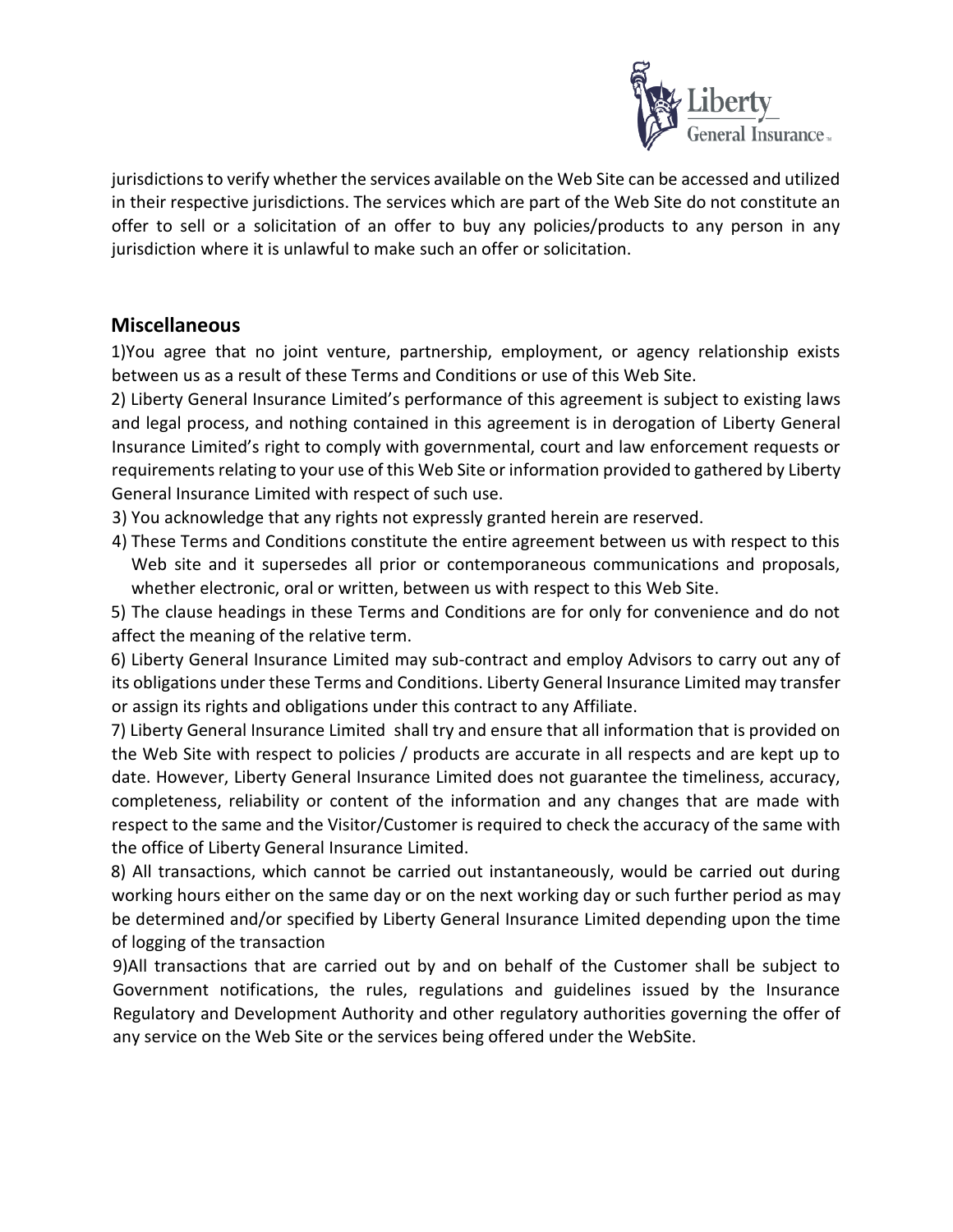jurisdictions to verify whether the services available on the Web Site can be accessed and utilized in their respective jurisdictions. The services which are part of the Web Site do not constitute an offer to sell or a solicitation of an offer to buy any policies/products to any person in any jurisdiction where it is unlawful to make such an offer or solicitation.

## Miscellaneous

1)You agree that no joint venture, partnership, employment, or agency relationship exists between us as a result of these Terms and Conditions or use of this Web Site.

2) Liberty General Insurance Limited's performance of this agreement is subject to existing laws and legal process, and nothing contained in this agreement is in derogation of Liberty General Insurance Limited's right to comply with governmental, court and law enforcement requests or requirements relating to your use of this Web Site or information provided to gathered by Liberty General Insurance Limited with respect of such use.

3) You acknowledge that any rights not expressly granted herein are reserved.

4) These Terms and Conditions constitute the entire agreement between us with respect to this Web site and it supersedes all prior or contemporaneous communications and proposals, whether electronic, oral or written, between us with respect to this Web Site.

5) The clause headings in these Terms and Conditions are for only for convenience and do not affect the meaning of the relative term.

6) Liberty General Insurance Limited may sub-contract and employ Advisors to carry out any of its obligations under these Terms and Conditions. Liberty General Insurance Limited may transfer or assign its rights and obligations under this contract to any Affiliate.

7) Liberty General Insurance Limited shall try and ensure that all information that is provided on the Web Site with respect to policies / products are accurate in all respects and are kept up to date. However, Liberty General Insurance Limited does not guarantee the timeliness, accuracy, completeness, reliability or content of the information and any changes that are made with respect to the same and the Visitor/Customer is required to check the accuracy of the same with the office of Liberty General Insurance Limited.

8) All transactions, which cannot be carried out instantaneously, would be carried out during working hours either on the same day or on the next working day or such further period as may be determined and/or specified by Liberty General Insurance Limited depending upon the time of logging of the transaction

9)All transactions that are carried out by and on behalf of the Customer shall be subject to Government notifications, the rules, regulations and guidelines issued by the Insurance Regulatory and Development Authority and other regulatory authorities governing the offer of any service on the Web Site or the services being offered under the WebSite.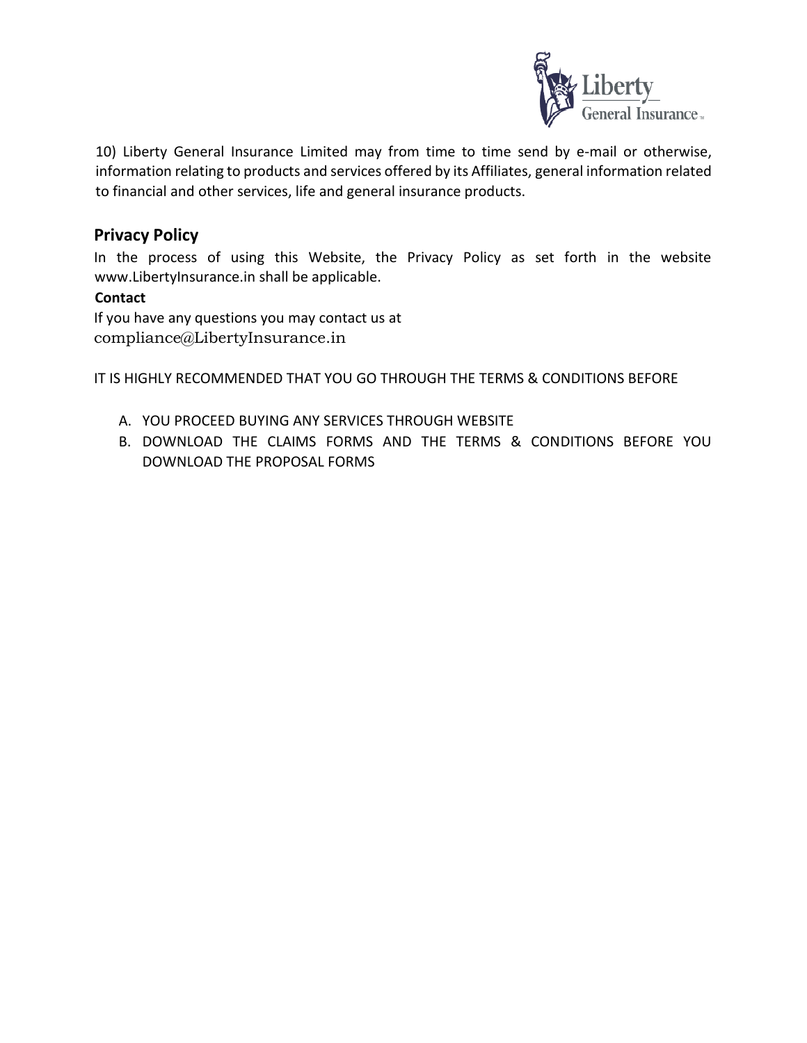10) Liberty General Insurance Limited may from time to time send by e-mail or otherwise, information relating to products and services offered by its Affiliates, general information related to financial and other services, life and general insurance products.

## Privacy Policy

In the process of using this Website, the Privacy Policy as set forth in the website www.LibertyInsurance.in shall be applicable.

**Contact**

If you have any questions you may contact us at
compliance@LibertyInsurance.in

IT IS HIGHLY RECOMMENDED THAT YOU GO THROUGH THE TERMS & CONDITIONS BEFORE

A. YOU PROCEED BUYING ANY SERVICES THROUGH WEBSITE
B. DOWNLOAD THE CLAIMS FORMS AND THE TERMS & CONDITIONS BEFORE YOU DOWNLOAD THE PROPOSAL FORMS